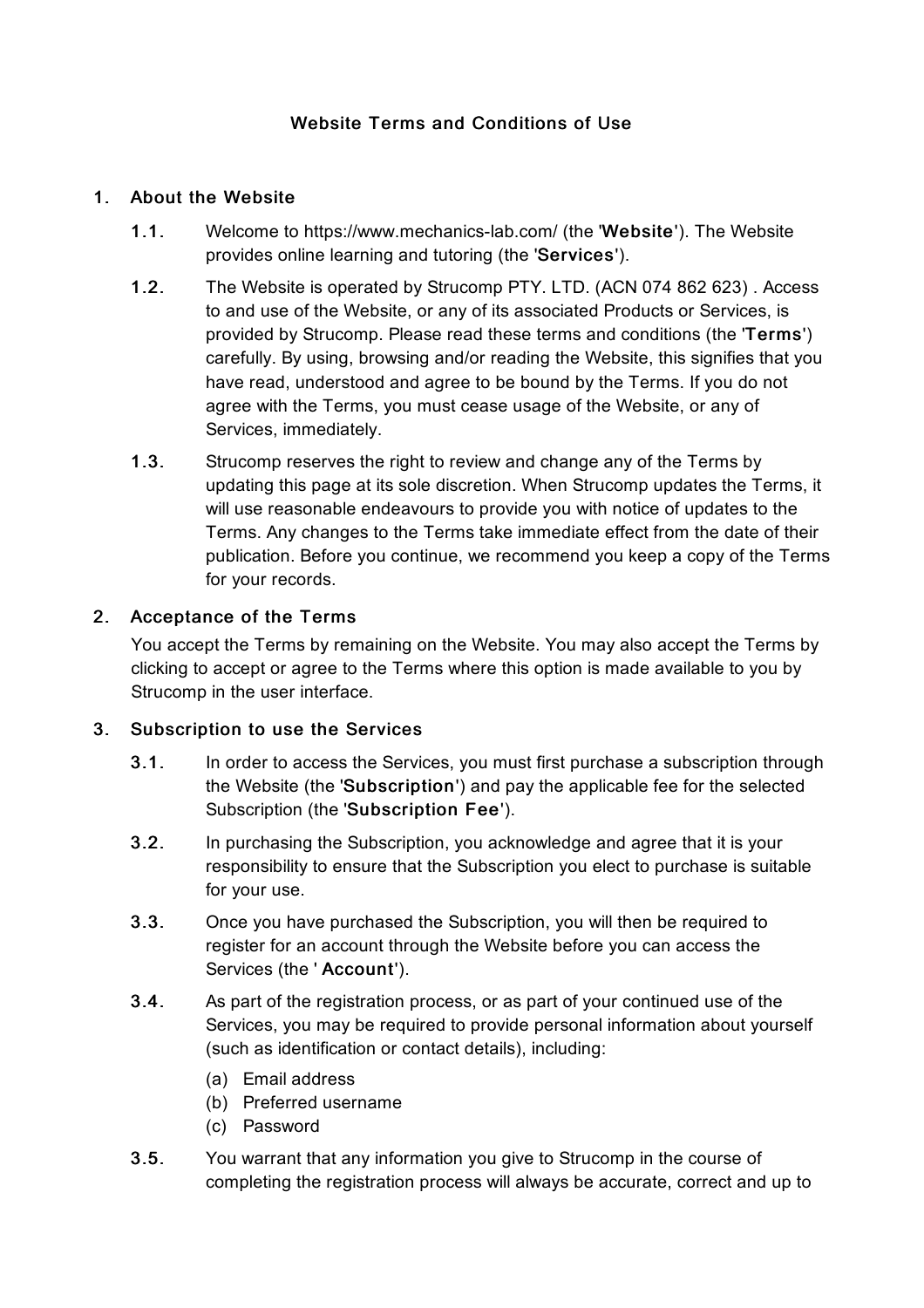# Website Terms and Conditions of Use

## 1. About the Website

**1.1.** Welcome to https://www.mechanics-lab.com/ (the '**Website**'). The Website provides online learning and tutoring (the '**Services**').

**1.2.** The Website is operated by Strucomp PTY. LTD. (ACN 074 862 623) . Access to and use of the Website, or any of its associated Products or Services, is provided by Strucomp. Please read these terms and conditions (the '**Terms**') carefully. By using, browsing and/or reading the Website, this signifies that you have read, understood and agree to be bound by the Terms. If you do not agree with the Terms, you must cease usage of the Website, or any of Services, immediately.

**1.3.** Strucomp reserves the right to review and change any of the Terms by updating this page at its sole discretion. When Strucomp updates the Terms, it will use reasonable endeavours to provide you with notice of updates to the Terms. Any changes to the Terms take immediate effect from the date of their publication. Before you continue, we recommend you keep a copy of the Terms for your records.

## 2. Acceptance of the Terms

You accept the Terms by remaining on the Website. You may also accept the Terms by clicking to accept or agree to the Terms where this option is made available to you by Strucomp in the user interface.

## 3. Subscription to use the Services

**3.1.** In order to access the Services, you must first purchase a subscription through the Website (the '**Subscription**') and pay the applicable fee for the selected Subscription (the '**Subscription Fee**').

**3.2.** In purchasing the Subscription, you acknowledge and agree that it is your responsibility to ensure that the Subscription you elect to purchase is suitable for your use.

**3.3.** Once you have purchased the Subscription, you will then be required to register for an account through the Website before you can access the Services (the ' **Account**').

**3.4.** As part of the registration process, or as part of your continued use of the Services, you may be required to provide personal information about yourself (such as identification or contact details), including:

(a) Email address
(b) Preferred username
(c) Password

**3.5.** You warrant that any information you give to Strucomp in the course of completing the registration process will always be accurate, correct and up to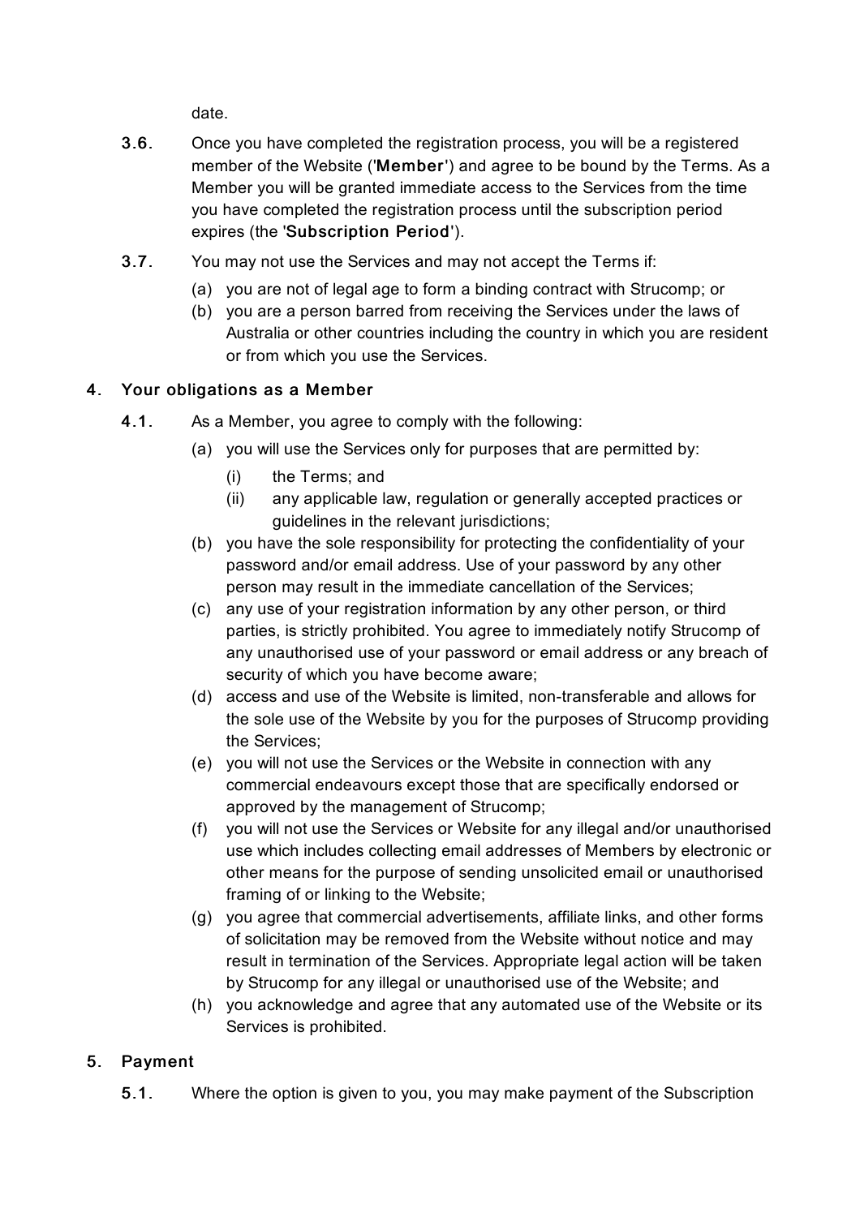date.

**3.6.** Once you have completed the registration process, you will be a registered member of the Website ('**Member**') and agree to be bound by the Terms. As a Member you will be granted immediate access to the Services from the time you have completed the registration process until the subscription period expires (the '**Subscription Period**').

**3.7.** You may not use the Services and may not accept the Terms if:

(a) you are not of legal age to form a binding contract with Strucomp; or

(b) you are a person barred from receiving the Services under the laws of Australia or other countries including the country in which you are resident or from which you use the Services.

## 4. Your obligations as a Member

**4.1.** As a Member, you agree to comply with the following:

(a) you will use the Services only for purposes that are permitted by:

(i) the Terms; and

(ii) any applicable law, regulation or generally accepted practices or guidelines in the relevant jurisdictions;

(b) you have the sole responsibility for protecting the confidentiality of your password and/or email address. Use of your password by any other person may result in the immediate cancellation of the Services;

(c) any use of your registration information by any other person, or third parties, is strictly prohibited. You agree to immediately notify Strucomp of any unauthorised use of your password or email address or any breach of security of which you have become aware;

(d) access and use of the Website is limited, non-transferable and allows for the sole use of the Website by you for the purposes of Strucomp providing the Services;

(e) you will not use the Services or the Website in connection with any commercial endeavours except those that are specifically endorsed or approved by the management of Strucomp;

(f) you will not use the Services or Website for any illegal and/or unauthorised use which includes collecting email addresses of Members by electronic or other means for the purpose of sending unsolicited email or unauthorised framing of or linking to the Website;

(g) you agree that commercial advertisements, affiliate links, and other forms of solicitation may be removed from the Website without notice and may result in termination of the Services. Appropriate legal action will be taken by Strucomp for any illegal or unauthorised use of the Website; and

(h) you acknowledge and agree that any automated use of the Website or its Services is prohibited.

## 5. Payment

**5.1.** Where the option is given to you, you may make payment of the Subscription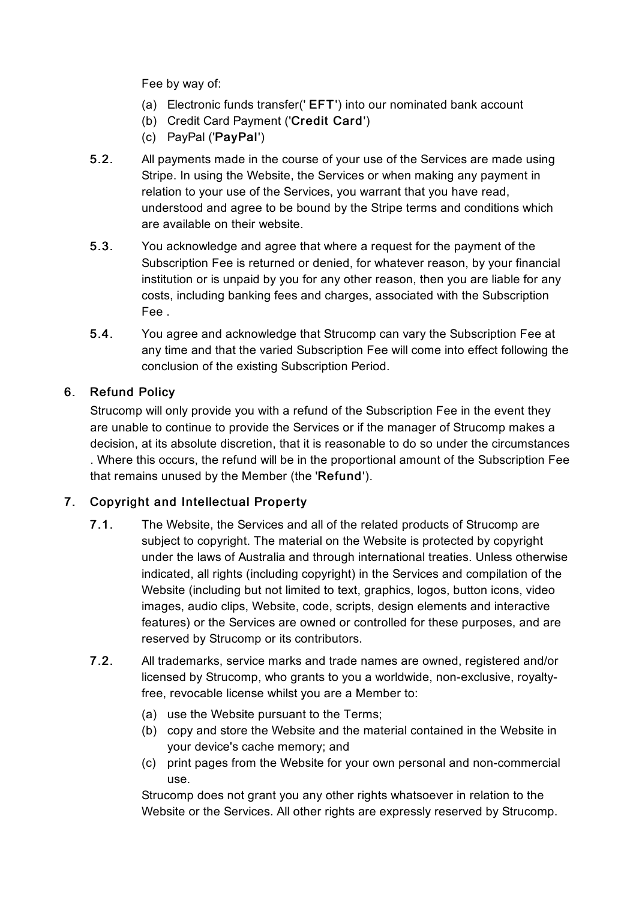Fee by way of:

(a) Electronic funds transfer(' **EFT**') into our nominated bank account
(b) Credit Card Payment ('**Credit Card**')
(c) PayPal ('**PayPal**')

**5.2.** All payments made in the course of your use of the Services are made using Stripe. In using the Website, the Services or when making any payment in relation to your use of the Services, you warrant that you have read, understood and agree to be bound by the Stripe terms and conditions which are available on their website.

**5.3.** You acknowledge and agree that where a request for the payment of the Subscription Fee is returned or denied, for whatever reason, by your financial institution or is unpaid by you for any other reason, then you are liable for any costs, including banking fees and charges, associated with the Subscription Fee .

**5.4.** You agree and acknowledge that Strucomp can vary the Subscription Fee at any time and that the varied Subscription Fee will come into effect following the conclusion of the existing Subscription Period.

## 6. Refund Policy

Strucomp will only provide you with a refund of the Subscription Fee in the event they are unable to continue to provide the Services or if the manager of Strucomp makes a decision, at its absolute discretion, that it is reasonable to do so under the circumstances . Where this occurs, the refund will be in the proportional amount of the Subscription Fee that remains unused by the Member (the '**Refund**').

## 7. Copyright and Intellectual Property

**7.1.** The Website, the Services and all of the related products of Strucomp are subject to copyright. The material on the Website is protected by copyright under the laws of Australia and through international treaties. Unless otherwise indicated, all rights (including copyright) in the Services and compilation of the Website (including but not limited to text, graphics, logos, button icons, video images, audio clips, Website, code, scripts, design elements and interactive features) or the Services are owned or controlled for these purposes, and are reserved by Strucomp or its contributors.

**7.2.** All trademarks, service marks and trade names are owned, registered and/or licensed by Strucomp, who grants to you a worldwide, non-exclusive, royalty-free, revocable license whilst you are a Member to:

(a) use the Website pursuant to the Terms;
(b) copy and store the Website and the material contained in the Website in your device's cache memory; and
(c) print pages from the Website for your own personal and non-commercial use.

Strucomp does not grant you any other rights whatsoever in relation to the Website or the Services. All other rights are expressly reserved by Strucomp.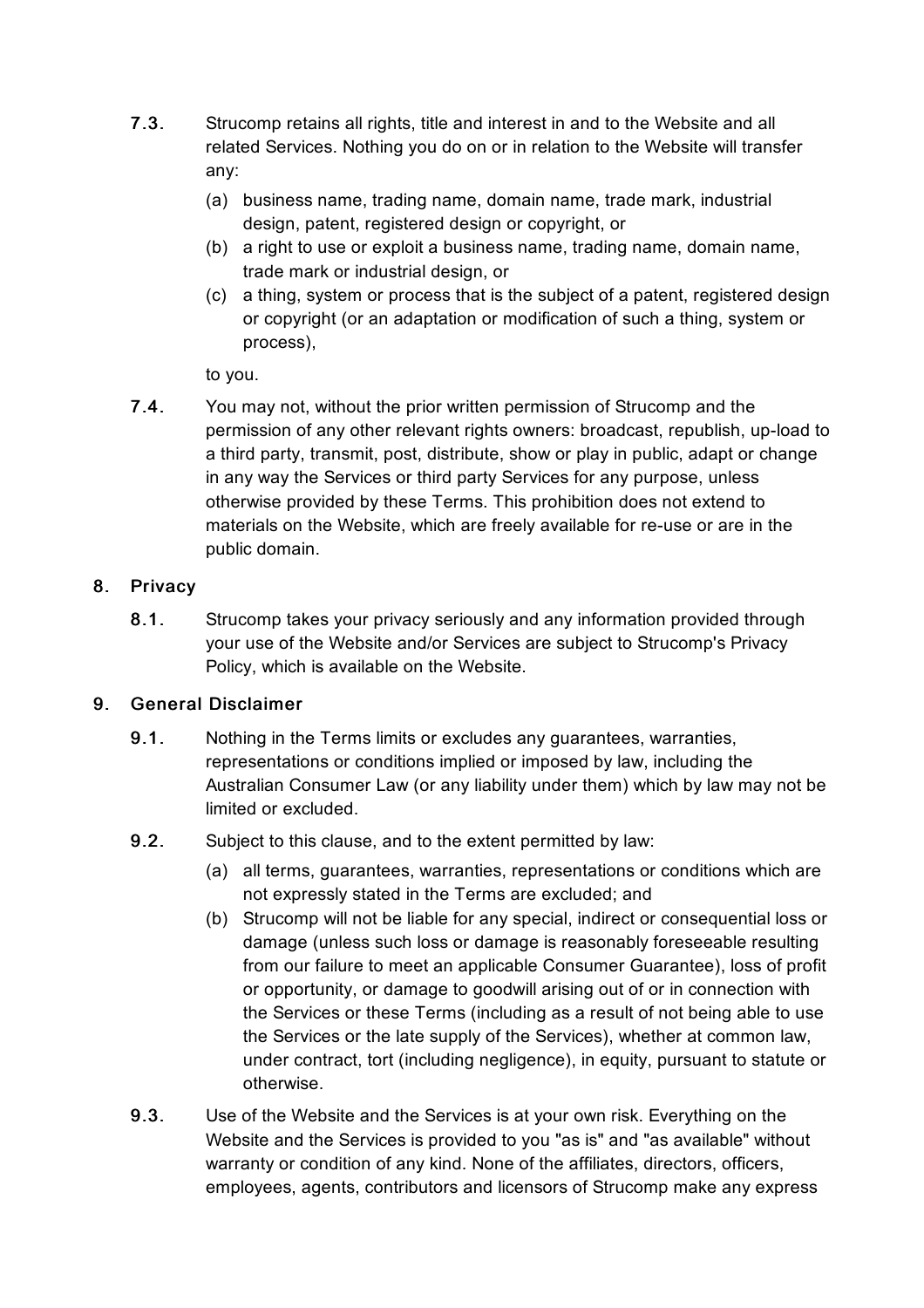7.3. Strucomp retains all rights, title and interest in and to the Website and all related Services. Nothing you do on or in relation to the Website will transfer any:

(a) business name, trading name, domain name, trade mark, industrial design, patent, registered design or copyright, or

(b) a right to use or exploit a business name, trading name, domain name, trade mark or industrial design, or

(c) a thing, system or process that is the subject of a patent, registered design or copyright (or an adaptation or modification of such a thing, system or process),

to you.

7.4. You may not, without the prior written permission of Strucomp and the permission of any other relevant rights owners: broadcast, republish, up-load to a third party, transmit, post, distribute, show or play in public, adapt or change in any way the Services or third party Services for any purpose, unless otherwise provided by these Terms. This prohibition does not extend to materials on the Website, which are freely available for re-use or are in the public domain.

## 8. Privacy

8.1. Strucomp takes your privacy seriously and any information provided through your use of the Website and/or Services are subject to Strucomp's Privacy Policy, which is available on the Website.

## 9. General Disclaimer

9.1. Nothing in the Terms limits or excludes any guarantees, warranties, representations or conditions implied or imposed by law, including the Australian Consumer Law (or any liability under them) which by law may not be limited or excluded.

9.2. Subject to this clause, and to the extent permitted by law:

(a) all terms, guarantees, warranties, representations or conditions which are not expressly stated in the Terms are excluded; and

(b) Strucomp will not be liable for any special, indirect or consequential loss or damage (unless such loss or damage is reasonably foreseeable resulting from our failure to meet an applicable Consumer Guarantee), loss of profit or opportunity, or damage to goodwill arising out of or in connection with the Services or these Terms (including as a result of not being able to use the Services or the late supply of the Services), whether at common law, under contract, tort (including negligence), in equity, pursuant to statute or otherwise.

9.3. Use of the Website and the Services is at your own risk. Everything on the Website and the Services is provided to you "as is" and "as available" without warranty or condition of any kind. None of the affiliates, directors, officers, employees, agents, contributors and licensors of Strucomp make any express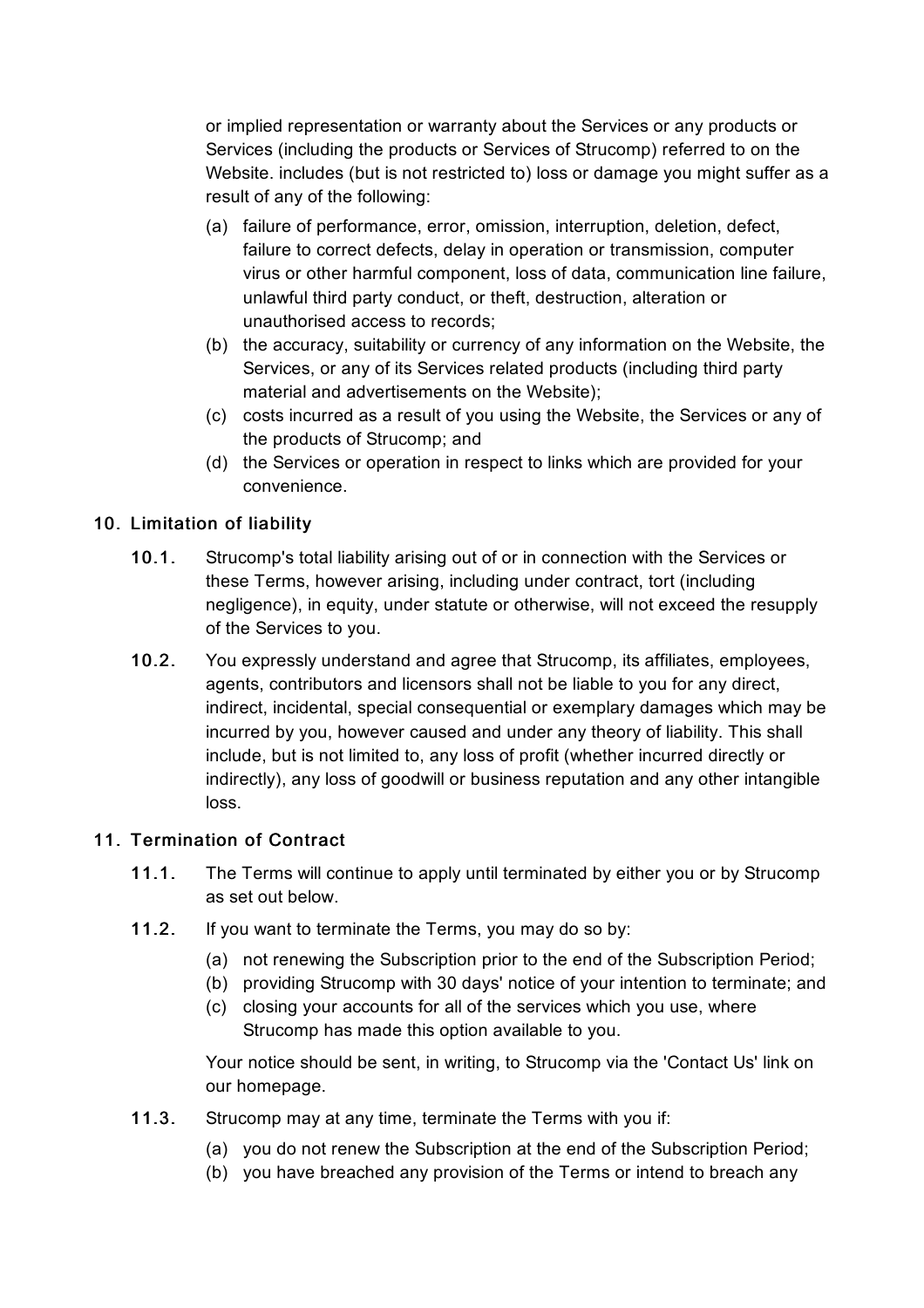or implied representation or warranty about the Services or any products or Services (including the products or Services of Strucomp) referred to on the Website. includes (but is not restricted to) loss or damage you might suffer as a result of any of the following:

(a) failure of performance, error, omission, interruption, deletion, defect, failure to correct defects, delay in operation or transmission, computer virus or other harmful component, loss of data, communication line failure, unlawful third party conduct, or theft, destruction, alteration or unauthorised access to records;
(b) the accuracy, suitability or currency of any information on the Website, the Services, or any of its Services related products (including third party material and advertisements on the Website);
(c) costs incurred as a result of you using the Website, the Services or any of the products of Strucomp; and
(d) the Services or operation in respect to links which are provided for your convenience.

## 10. Limitation of liability

**10.1.** Strucomp's total liability arising out of or in connection with the Services or these Terms, however arising, including under contract, tort (including negligence), in equity, under statute or otherwise, will not exceed the resupply of the Services to you.

**10.2.** You expressly understand and agree that Strucomp, its affiliates, employees, agents, contributors and licensors shall not be liable to you for any direct, indirect, incidental, special consequential or exemplary damages which may be incurred by you, however caused and under any theory of liability. This shall include, but is not limited to, any loss of profit (whether incurred directly or indirectly), any loss of goodwill or business reputation and any other intangible loss.

## 11. Termination of Contract

**11.1.** The Terms will continue to apply until terminated by either you or by Strucomp as set out below.

**11.2.** If you want to terminate the Terms, you may do so by:

(a) not renewing the Subscription prior to the end of the Subscription Period;
(b) providing Strucomp with 30 days' notice of your intention to terminate; and
(c) closing your accounts for all of the services which you use, where Strucomp has made this option available to you.

Your notice should be sent, in writing, to Strucomp via the 'Contact Us' link on our homepage.

**11.3.** Strucomp may at any time, terminate the Terms with you if:

(a) you do not renew the Subscription at the end of the Subscription Period;
(b) you have breached any provision of the Terms or intend to breach any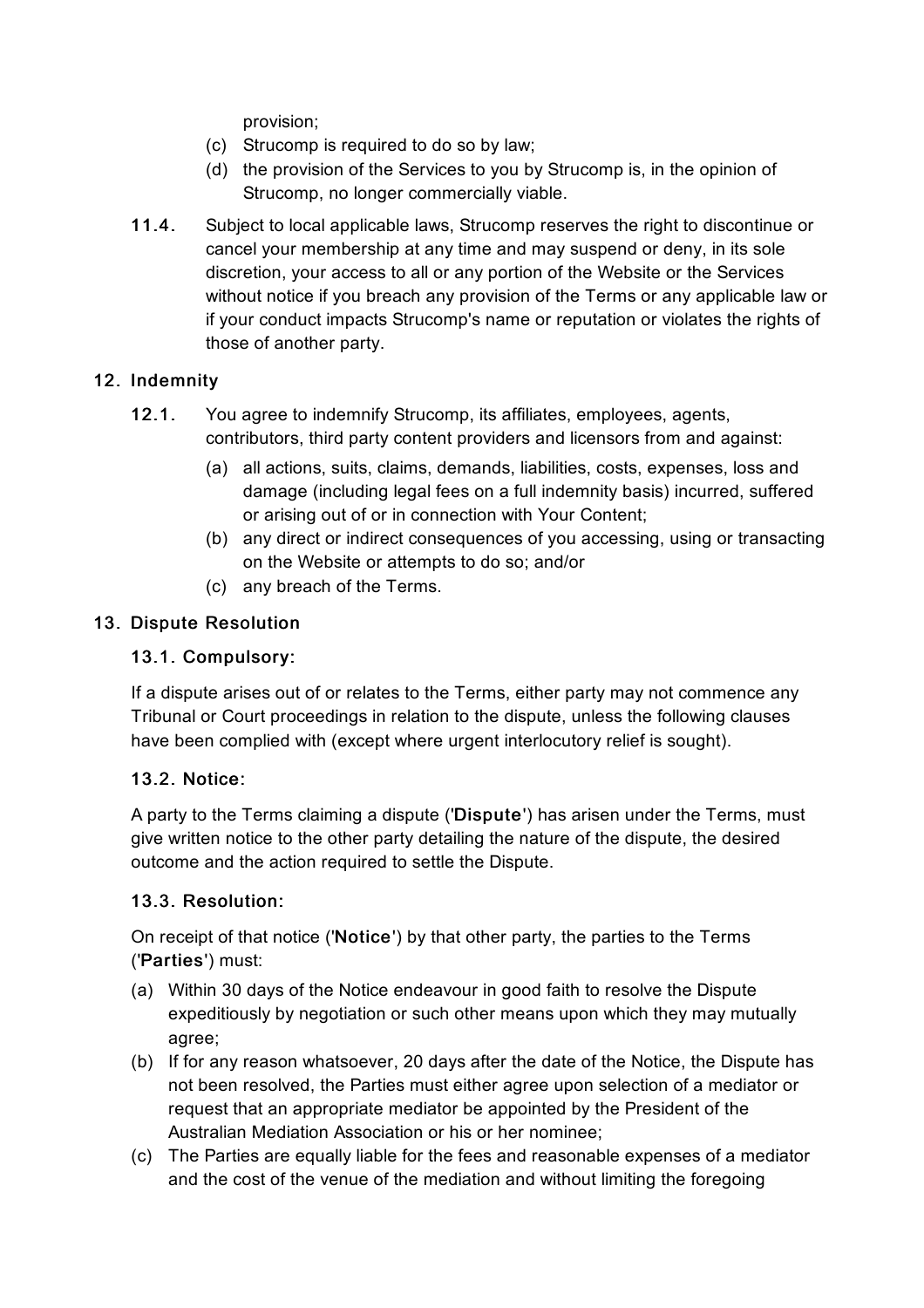provision;

(c) Strucomp is required to do so by law;
(d) the provision of the Services to you by Strucomp is, in the opinion of Strucomp, no longer commercially viable.

**11.4.** Subject to local applicable laws, Strucomp reserves the right to discontinue or cancel your membership at any time and may suspend or deny, in its sole discretion, your access to all or any portion of the Website or the Services without notice if you breach any provision of the Terms or any applicable law or if your conduct impacts Strucomp's name or reputation or violates the rights of those of another party.

## 12. Indemnity

**12.1.** You agree to indemnify Strucomp, its affiliates, employees, agents, contributors, third party content providers and licensors from and against:

(a) all actions, suits, claims, demands, liabilities, costs, expenses, loss and damage (including legal fees on a full indemnity basis) incurred, suffered or arising out of or in connection with Your Content;
(b) any direct or indirect consequences of you accessing, using or transacting on the Website or attempts to do so; and/or
(c) any breach of the Terms.

## 13. Dispute Resolution

### 13.1. Compulsory:

If a dispute arises out of or relates to the Terms, either party may not commence any Tribunal or Court proceedings in relation to the dispute, unless the following clauses have been complied with (except where urgent interlocutory relief is sought).

### 13.2. Notice:

A party to the Terms claiming a dispute ('**Dispute**') has arisen under the Terms, must give written notice to the other party detailing the nature of the dispute, the desired outcome and the action required to settle the Dispute.

### 13.3. Resolution:

On receipt of that notice ('**Notice**') by that other party, the parties to the Terms ('**Parties**') must:

(a) Within 30 days of the Notice endeavour in good faith to resolve the Dispute expeditiously by negotiation or such other means upon which they may mutually agree;
(b) If for any reason whatsoever, 20 days after the date of the Notice, the Dispute has not been resolved, the Parties must either agree upon selection of a mediator or request that an appropriate mediator be appointed by the President of the Australian Mediation Association or his or her nominee;
(c) The Parties are equally liable for the fees and reasonable expenses of a mediator and the cost of the venue of the mediation and without limiting the foregoing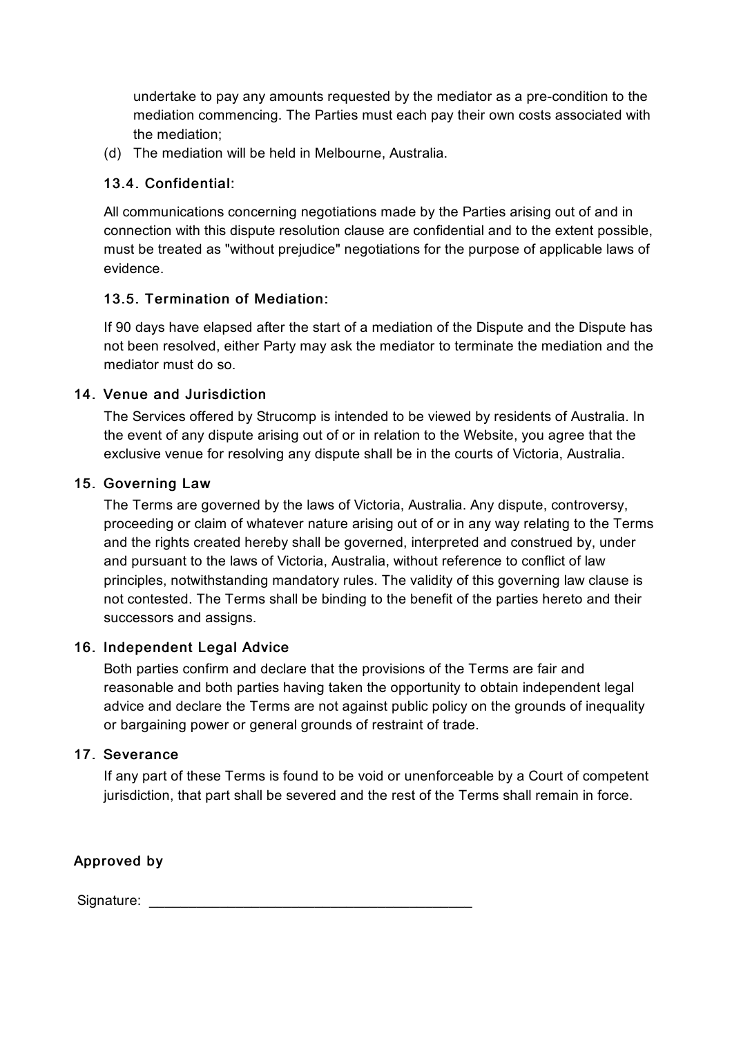undertake to pay any amounts requested by the mediator as a pre-condition to the mediation commencing. The Parties must each pay their own costs associated with the mediation;

(d) The mediation will be held in Melbourne, Australia.

### 13.4. Confidential:

All communications concerning negotiations made by the Parties arising out of and in connection with this dispute resolution clause are confidential and to the extent possible, must be treated as "without prejudice" negotiations for the purpose of applicable laws of evidence.

### 13.5. Termination of Mediation:

If 90 days have elapsed after the start of a mediation of the Dispute and the Dispute has not been resolved, either Party may ask the mediator to terminate the mediation and the mediator must do so.

## 14. Venue and Jurisdiction

The Services offered by Strucomp is intended to be viewed by residents of Australia. In the event of any dispute arising out of or in relation to the Website, you agree that the exclusive venue for resolving any dispute shall be in the courts of Victoria, Australia.

## 15. Governing Law

The Terms are governed by the laws of Victoria, Australia. Any dispute, controversy, proceeding or claim of whatever nature arising out of or in any way relating to the Terms and the rights created hereby shall be governed, interpreted and construed by, under and pursuant to the laws of Victoria, Australia, without reference to conflict of law principles, notwithstanding mandatory rules. The validity of this governing law clause is not contested. The Terms shall be binding to the benefit of the parties hereto and their successors and assigns.

## 16. Independent Legal Advice

Both parties confirm and declare that the provisions of the Terms are fair and reasonable and both parties having taken the opportunity to obtain independent legal advice and declare the Terms are not against public policy on the grounds of inequality or bargaining power or general grounds of restraint of trade.

## 17. Severance

If any part of these Terms is found to be void or unenforceable by a Court of competent jurisdiction, that part shall be severed and the rest of the Terms shall remain in force.

**Approved by**

Signature: \_\_\_\_\_\_\_\_\_\_\_\_\_\_\_\_\_\_\_\_\_\_\_\_\_\_\_\_\_\_\_\_\_\_\_\_\_\_\_\_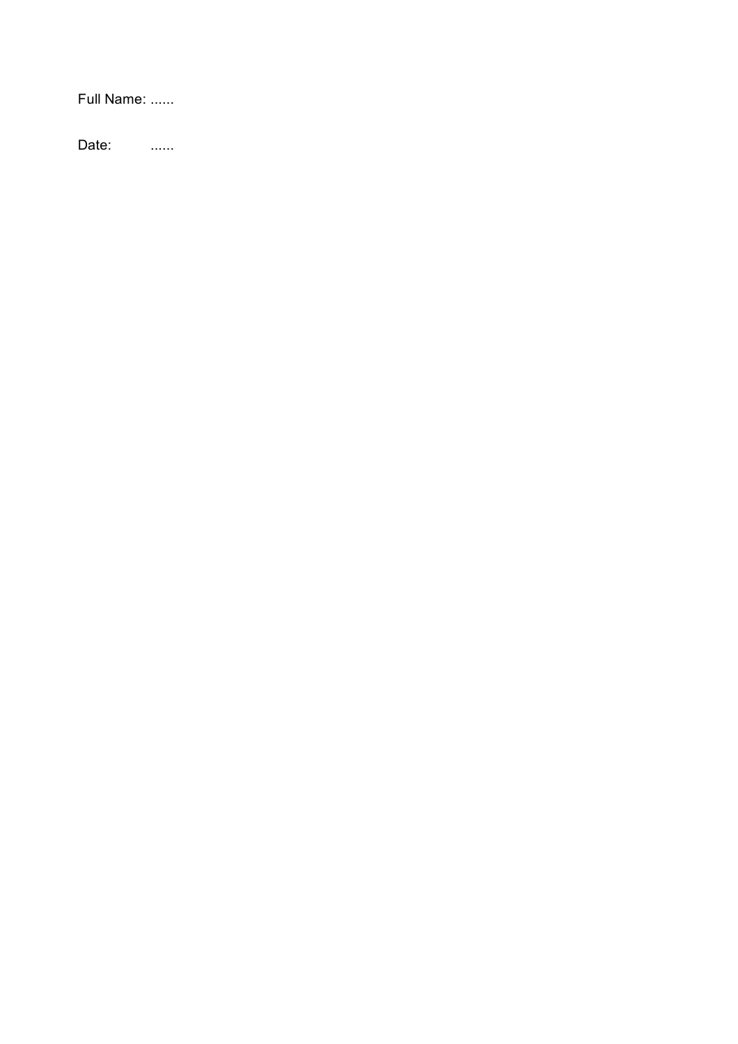Full Name: ......

Date: ......